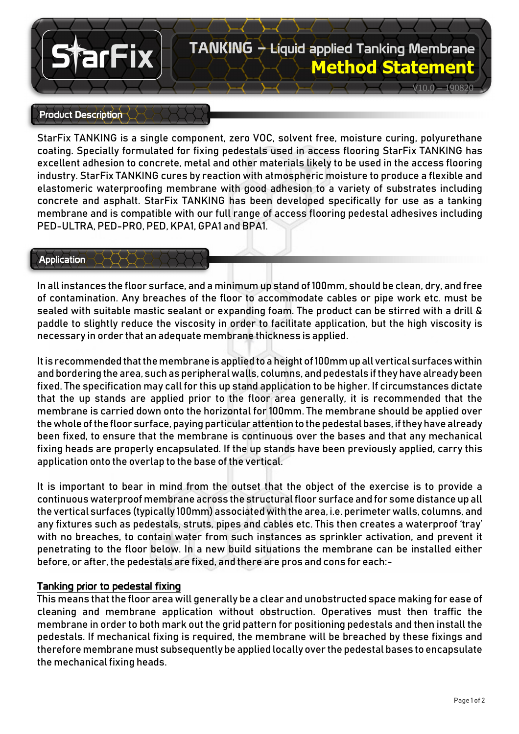# StarFix

## TANKING – Liquid applied Tanking Membrane
## Method Statement

V10.0 – 190820

### Product Description

StarFix TANKING is a single component, zero VOC, solvent free, moisture curing, polyurethane coating. Specially formulated for fixing pedestals used in access flooring StarFix TANKING has excellent adhesion to concrete, metal and other materials likely to be used in the access flooring industry. StarFix TANKING cures by reaction with atmospheric moisture to produce a flexible and elastomeric waterproofing membrane with good adhesion to a variety of substrates including concrete and asphalt. StarFix TANKING has been developed specifically for use as a tanking membrane and is compatible with our full range of access flooring pedestal adhesives including PED-ULTRA, PED-PRO, PED, KPA1, GPA1 and BPA1.

### Application

In all instances the floor surface, and a minimum up stand of 100mm, should be clean, dry, and free of contamination. Any breaches of the floor to accommodate cables or pipe work etc. must be sealed with suitable mastic sealant or expanding foam. The product can be stirred with a drill & paddle to slightly reduce the viscosity in order to facilitate application, but the high viscosity is necessary in order that an adequate membrane thickness is applied.

It is recommended that the membrane is applied to a height of 100mm up all vertical surfaces within and bordering the area, such as peripheral walls, columns, and pedestals if they have already been fixed. The specification may call for this up stand application to be higher. If circumstances dictate that the up stands are applied prior to the floor area generally, it is recommended that the membrane is carried down onto the horizontal for 100mm. The membrane should be applied over the whole of the floor surface, paying particular attention to the pedestal bases, if they have already been fixed, to ensure that the membrane is continuous over the bases and that any mechanical fixing heads are properly encapsulated. If the up stands have been previously applied, carry this application onto the overlap to the base of the vertical.

It is important to bear in mind from the outset that the object of the exercise is to provide a continuous waterproof membrane across the structural floor surface and for some distance up all the vertical surfaces (typically 100mm) associated with the area, i.e. perimeter walls, columns, and any fixtures such as pedestals, struts, pipes and cables etc. This then creates a waterproof 'tray' with no breaches, to contain water from such instances as sprinkler activation, and prevent it penetrating to the floor below. In a new build situations the membrane can be installed either before, or after, the pedestals are fixed, and there are pros and cons for each:-

#### Tanking prior to pedestal fixing

This means that the floor area will generally be a clear and unobstructed space making for ease of cleaning and membrane application without obstruction. Operatives must then traffic the membrane in order to both mark out the grid pattern for positioning pedestals and then install the pedestals. If mechanical fixing is required, the membrane will be breached by these fixings and therefore membrane must subsequently be applied locally over the pedestal bases to encapsulate the mechanical fixing heads.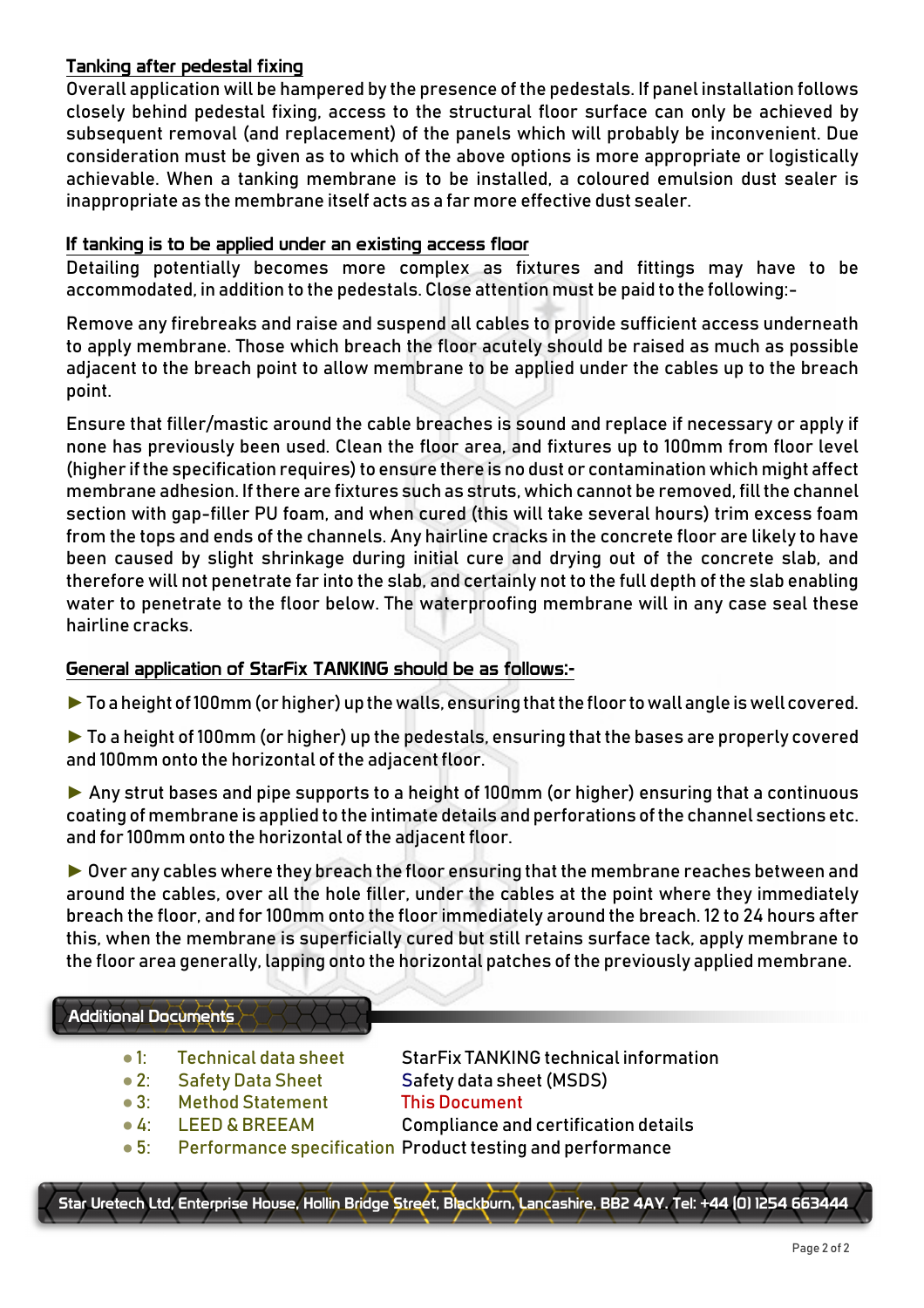## Tanking after pedestal fixing

Overall application will be hampered by the presence of the pedestals. If panel installation follows closely behind pedestal fixing, access to the structural floor surface can only be achieved by subsequent removal (and replacement) of the panels which will probably be inconvenient. Due consideration must be given as to which of the above options is more appropriate or logistically achievable. When a tanking membrane is to be installed, a coloured emulsion dust sealer is inappropriate as the membrane itself acts as a far more effective dust sealer.

## If tanking is to be applied under an existing access floor

Detailing potentially becomes more complex as fixtures and fittings may have to be accommodated, in addition to the pedestals. Close attention must be paid to the following:-

Remove any firebreaks and raise and suspend all cables to provide sufficient access underneath to apply membrane. Those which breach the floor acutely should be raised as much as possible adjacent to the breach point to allow membrane to be applied under the cables up to the breach point.

Ensure that filler/mastic around the cable breaches is sound and replace if necessary or apply if none has previously been used. Clean the floor area, and fixtures up to 100mm from floor level (higher if the specification requires) to ensure there is no dust or contamination which might affect membrane adhesion. If there are fixtures such as struts, which cannot be removed, fill the channel section with gap-filler PU foam, and when cured (this will take several hours) trim excess foam from the tops and ends of the channels. Any hairline cracks in the concrete floor are likely to have been caused by slight shrinkage during initial cure and drying out of the concrete slab, and therefore will not penetrate far into the slab, and certainly not to the full depth of the slab enabling water to penetrate to the floor below. The waterproofing membrane will in any case seal these hairline cracks.

## General application of StarFix TANKING should be as follows:-

► To a height of 100mm (or higher) up the walls, ensuring that the floor to wall angle is well covered.

► To a height of 100mm (or higher) up the pedestals, ensuring that the bases are properly covered and 100mm onto the horizontal of the adjacent floor.

► Any strut bases and pipe supports to a height of 100mm (or higher) ensuring that a continuous coating of membrane is applied to the intimate details and perforations of the channel sections etc. and for 100mm onto the horizontal of the adjacent floor.

► Over any cables where they breach the floor ensuring that the membrane reaches between and around the cables, over all the hole filler, under the cables at the point where they immediately breach the floor, and for 100mm onto the floor immediately around the breach. 12 to 24 hours after this, when the membrane is superficially cured but still retains surface tack, apply membrane to the floor area generally, lapping onto the horizontal patches of the previously applied membrane.

## Additional Documents

- 1: Technical data sheet — StarFix TANKING technical information
- 2: Safety Data Sheet — Safety data sheet (MSDS)
- 3: Method Statement — This Document
- 4: LEED & BREEAM — Compliance and certification details
- 5: Performance specification — Product testing and performance

Star Uretech Ltd, Enterprise House, Hollin Bridge Street, Blackburn, Lancashire, BB2 4AY. Tel: +44 (0) 1254 663444